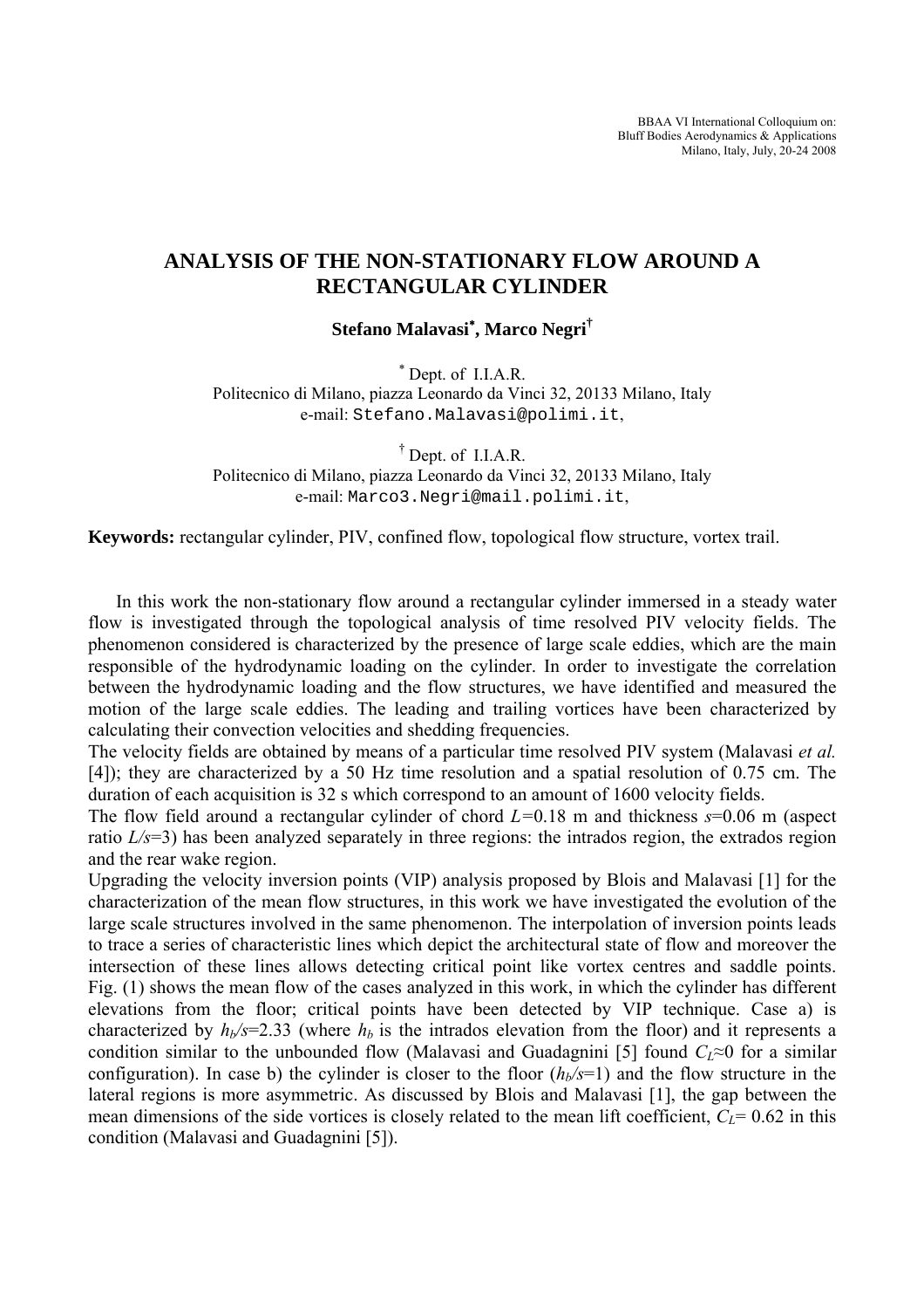# ANALYSIS OF THE NON-STATIONARY FLOW AROUND A RECTANGULAR CYLINDER

**Stefano Malavasi*, Marco Negri†**

\* Dept. of I.I.A.R.
Politecnico di Milano, piazza Leonardo da Vinci 32, 20133 Milano, Italy
e-mail: Stefano.Malavasi@polimi.it,

† Dept. of I.I.A.R.
Politecnico di Milano, piazza Leonardo da Vinci 32, 20133 Milano, Italy
e-mail: Marco3.Negri@mail.polimi.it,

**Keywords:** rectangular cylinder, PIV, confined flow, topological flow structure, vortex trail.

In this work the non-stationary flow around a rectangular cylinder immersed in a steady water flow is investigated through the topological analysis of time resolved PIV velocity fields. The phenomenon considered is characterized by the presence of large scale eddies, which are the main responsible of the hydrodynamic loading on the cylinder. In order to investigate the correlation between the hydrodynamic loading and the flow structures, we have identified and measured the motion of the large scale eddies. The leading and trailing vortices have been characterized by calculating their convection velocities and shedding frequencies.

The velocity fields are obtained by means of a particular time resolved PIV system (Malavasi *et al.* [4]); they are characterized by a 50 Hz time resolution and a spatial resolution of 0.75 cm. The duration of each acquisition is 32 s which correspond to an amount of 1600 velocity fields.

The flow field around a rectangular cylinder of chord $L$=0.18 m and thickness $s$=0.06 m (aspect ratio $L/s$=3) has been analyzed separately in three regions: the intrados region, the extrados region and the rear wake region.

Upgrading the velocity inversion points (VIP) analysis proposed by Blois and Malavasi [1] for the characterization of the mean flow structures, in this work we have investigated the evolution of the large scale structures involved in the same phenomenon. The interpolation of inversion points leads to trace a series of characteristic lines which depict the architectural state of flow and moreover the intersection of these lines allows detecting critical point like vortex centres and saddle points. Fig. (1) shows the mean flow of the cases analyzed in this work, in which the cylinder has different elevations from the floor; critical points have been detected by VIP technique. Case a) is characterized by $h_b/s$=2.33 (where $h_b$ is the intrados elevation from the floor) and it represents a condition similar to the unbounded flow (Malavasi and Guadagnini [5] found $C_L$≈0 for a similar configuration). In case b) the cylinder is closer to the floor ($h_b/s$=1) and the flow structure in the lateral regions is more asymmetric. As discussed by Blois and Malavasi [1], the gap between the mean dimensions of the side vortices is closely related to the mean lift coefficient, $C_L$= 0.62 in this condition (Malavasi and Guadagnini [5]).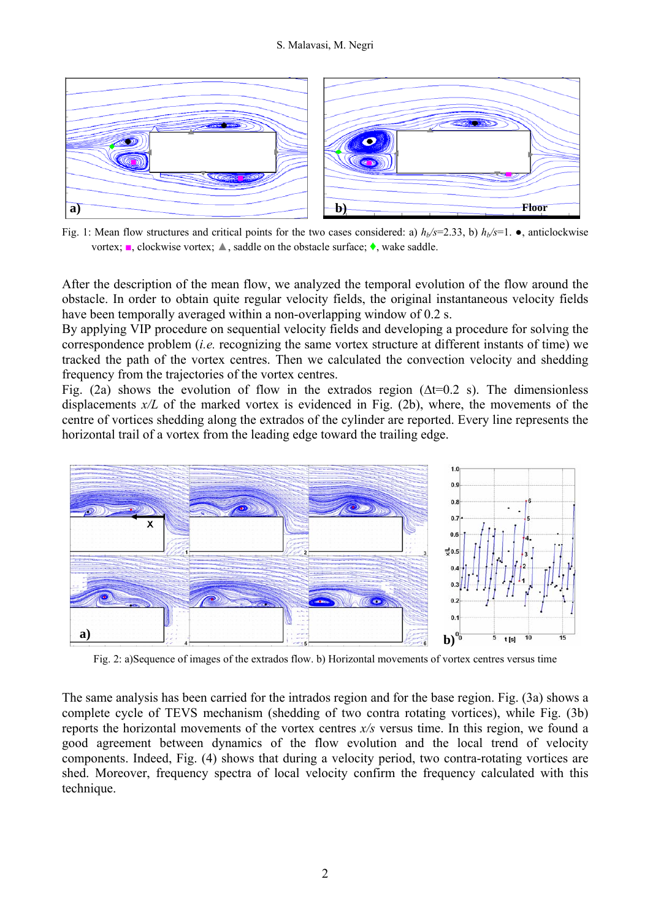Fig. 1: Mean flow structures and critical points for the two cases considered: a) $h_b/s$=2.33, b) $h_b/s$=1. ●, anticlockwise vortex; ■, clockwise vortex; ▲, saddle on the obstacle surface; ♦, wake saddle.

After the description of the mean flow, we analyzed the temporal evolution of the flow around the obstacle. In order to obtain quite regular velocity fields, the original instantaneous velocity fields have been temporally averaged within a non-overlapping window of 0.2 s.

By applying VIP procedure on sequential velocity fields and developing a procedure for solving the correspondence problem (*i.e.* recognizing the same vortex structure at different instants of time) we tracked the path of the vortex centres. Then we calculated the convection velocity and shedding frequency from the trajectories of the vortex centres.

Fig. (2a) shows the evolution of flow in the extrados region ($\Delta$t=0.2 s). The dimensionless displacements $x/L$ of the marked vortex is evidenced in Fig. (2b), where, the movements of the centre of vortices shedding along the extrados of the cylinder are reported. Every line represents the horizontal trail of a vortex from the leading edge toward the trailing edge.

Fig. 2: a)Sequence of images of the extrados flow. b) Horizontal movements of vortex centres versus time

The same analysis has been carried for the intrados region and for the base region. Fig. (3a) shows a complete cycle of TEVS mechanism (shedding of two contra rotating vortices), while Fig. (3b) reports the horizontal movements of the vortex centres $x/s$ versus time. In this region, we found a good agreement between dynamics of the flow evolution and the local trend of velocity components. Indeed, Fig. (4) shows that during a velocity period, two contra-rotating vortices are shed. Moreover, frequency spectra of local velocity confirm the frequency calculated with this technique.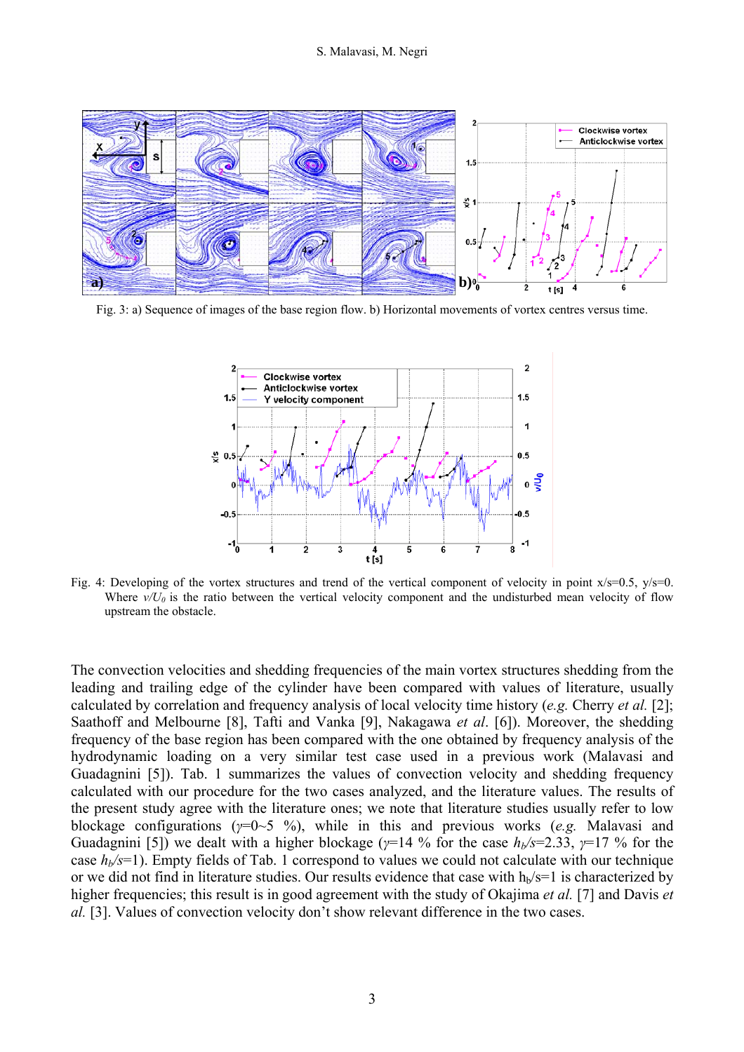Fig. 3: a) Sequence of images of the base region flow. b) Horizontal movements of vortex centres versus time.

Fig. 4: Developing of the vortex structures and trend of the vertical component of velocity in point x/s=0.5, y/s=0. Where $v/U_0$ is the ratio between the vertical velocity component and the undisturbed mean velocity of flow upstream the obstacle.

The convection velocities and shedding frequencies of the main vortex structures shedding from the leading and trailing edge of the cylinder have been compared with values of literature, usually calculated by correlation and frequency analysis of local velocity time history (*e.g.* Cherry *et al.* [2]; Saathoff and Melbourne [8], Tafti and Vanka [9], Nakagawa *et al*. [6]). Moreover, the shedding frequency of the base region has been compared with the one obtained by frequency analysis of the hydrodynamic loading on a very similar test case used in a previous work (Malavasi and Guadagnini [5]). Tab. 1 summarizes the values of convection velocity and shedding frequency calculated with our procedure for the two cases analyzed, and the literature values. The results of the present study agree with the literature ones; we note that literature studies usually refer to low blockage configurations ($\gamma$=0~5 %), while in this and previous works (*e.g.* Malavasi and Guadagnini [5]) we dealt with a higher blockage ($\gamma$=14 % for the case $h_b/s$=2.33, $\gamma$=17 % for the case $h_b/s$=1). Empty fields of Tab. 1 correspond to values we could not calculate with our technique or we did not find in literature studies. Our results evidence that case with $h_b/s$=1 is characterized by higher frequencies; this result is in good agreement with the study of Okajima *et al.* [7] and Davis *et al.* [3]. Values of convection velocity don't show relevant difference in the two cases.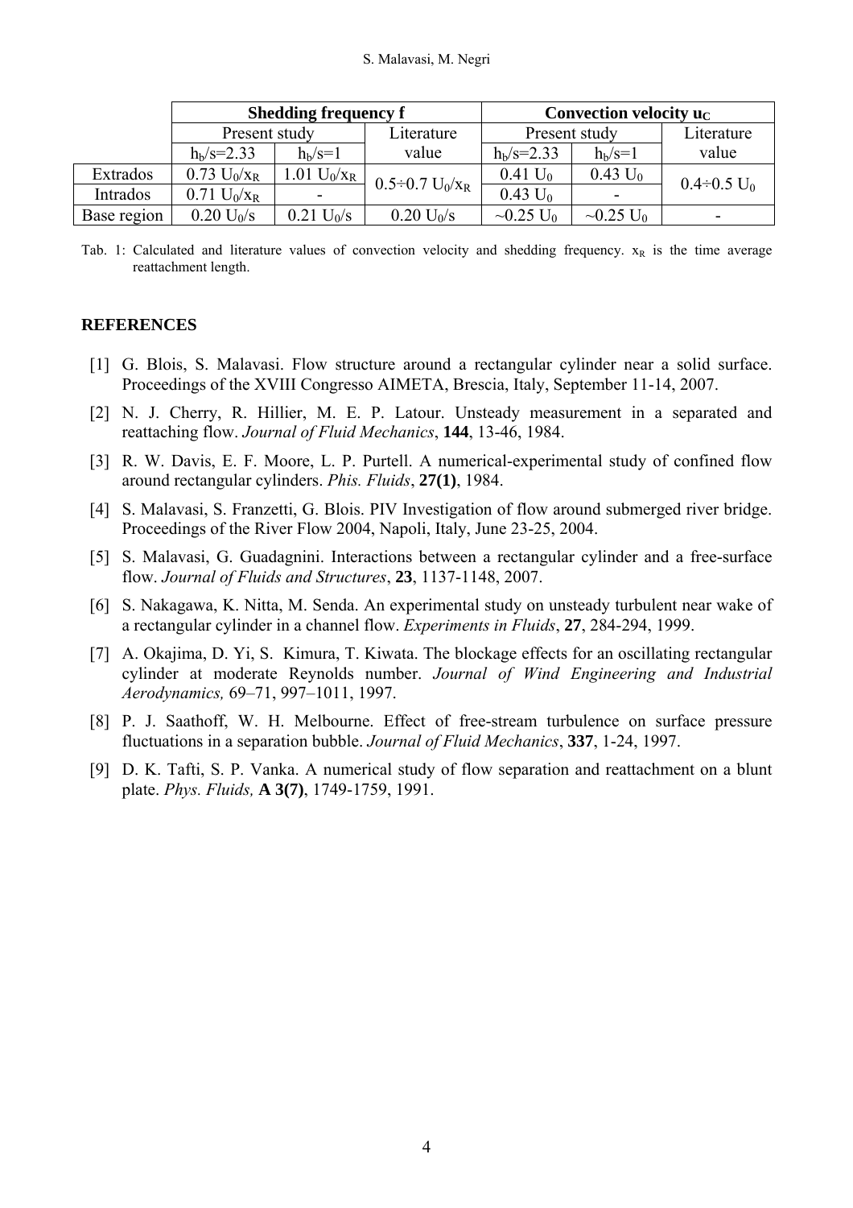| | Shedding frequency f | | | Convection velocity $u_C$ | | |
|---|---|---|---|---|---|---|
| | Present study | | Literature value | Present study | | Literature value |
| | $h_b/s=2.33$ | $h_b/s=1$ | | $h_b/s=2.33$ | $h_b/s=1$ | |
| Extrados | $0.73\ U_0/x_R$ | $1.01\ U_0/x_R$ | $0.5\div0.7\ U_0/x_R$ | $0.41\ U_0$ | $0.43\ U_0$ | $0.4\div0.5\ U_0$ |
| Intrados | $0.71\ U_0/x_R$ | - | | $0.43\ U_0$ | - | |
| Base region | $0.20\ U_0/s$ | $0.21\ U_0/s$ | $0.20\ U_0/s$ | $\sim0.25\ U_0$ | $\sim0.25\ U_0$ | - |

Tab. 1: Calculated and literature values of convection velocity and shedding frequency. $x_R$ is the time average reattachment length.

## REFERENCES

[1] G. Blois, S. Malavasi. Flow structure around a rectangular cylinder near a solid surface. Proceedings of the XVIII Congresso AIMETA, Brescia, Italy, September 11-14, 2007.

[2] N. J. Cherry, R. Hillier, M. E. P. Latour. Unsteady measurement in a separated and reattaching flow. *Journal of Fluid Mechanics*, **144**, 13-46, 1984.

[3] R. W. Davis, E. F. Moore, L. P. Purtell. A numerical-experimental study of confined flow around rectangular cylinders. *Phis. Fluids*, **27(1)**, 1984.

[4] S. Malavasi, S. Franzetti, G. Blois. PIV Investigation of flow around submerged river bridge. Proceedings of the River Flow 2004, Napoli, Italy, June 23-25, 2004.

[5] S. Malavasi, G. Guadagnini. Interactions between a rectangular cylinder and a free-surface flow. *Journal of Fluids and Structures*, **23**, 1137-1148, 2007.

[6] S. Nakagawa, K. Nitta, M. Senda. An experimental study on unsteady turbulent near wake of a rectangular cylinder in a channel flow. *Experiments in Fluids*, **27**, 284-294, 1999.

[7] A. Okajima, D. Yi, S. Kimura, T. Kiwata. The blockage effects for an oscillating rectangular cylinder at moderate Reynolds number. *Journal of Wind Engineering and Industrial Aerodynamics,* 69–71, 997–1011, 1997.

[8] P. J. Saathoff, W. H. Melbourne. Effect of free-stream turbulence on surface pressure fluctuations in a separation bubble. *Journal of Fluid Mechanics*, **337**, 1-24, 1997.

[9] D. K. Tafti, S. P. Vanka. A numerical study of flow separation and reattachment on a blunt plate. *Phys. Fluids,* **A 3(7)**, 1749-1759, 1991.